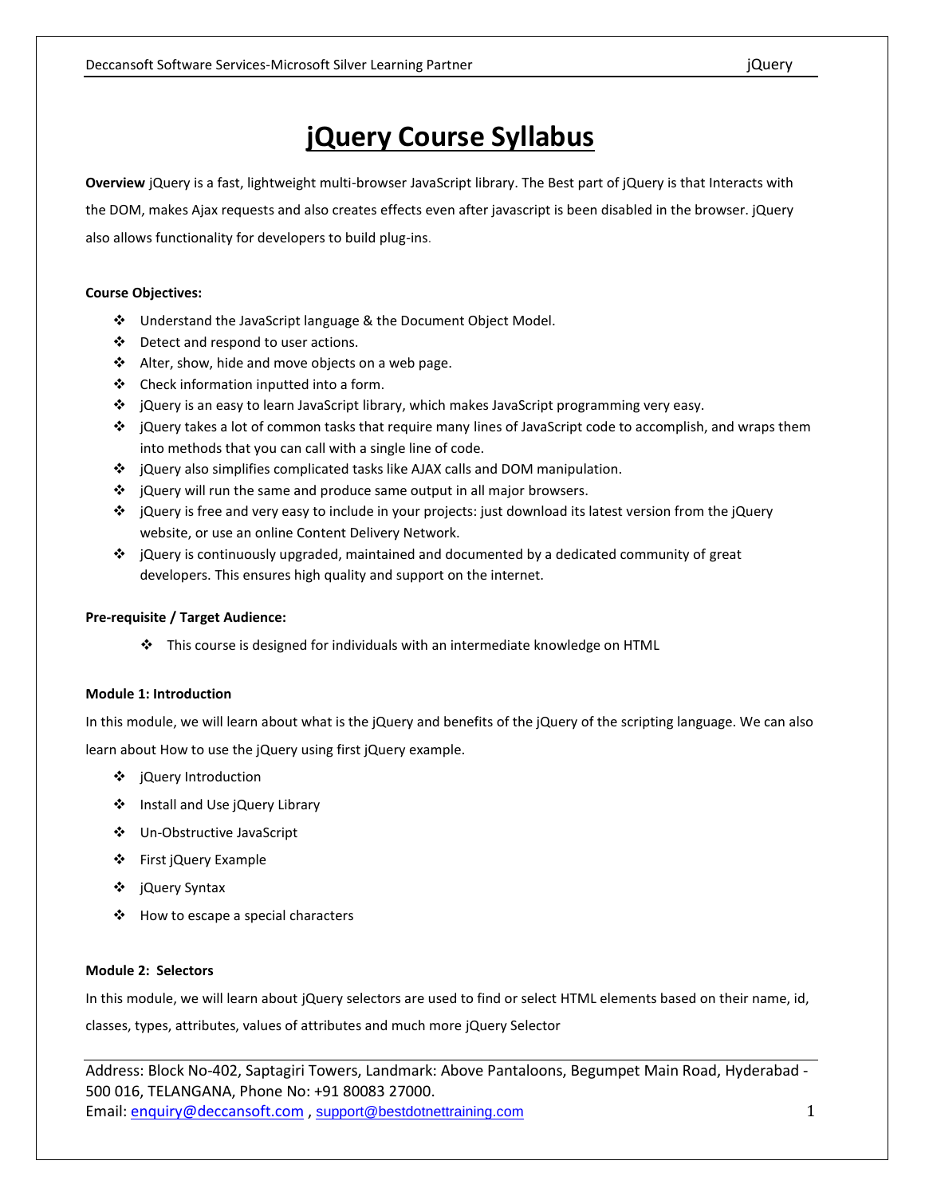# jQuery Course Syllabus

**Overview** jQuery is a fast, lightweight multi-browser JavaScript library. The Best part of jQuery is that Interacts with the DOM, makes Ajax requests and also creates effects even after javascript is been disabled in the browser. jQuery also allows functionality for developers to build plug-ins.

**Course Objectives:**

- Understand the JavaScript language & the Document Object Model.
- Detect and respond to user actions.
- Alter, show, hide and move objects on a web page.
- Check information inputted into a form.
- jQuery is an easy to learn JavaScript library, which makes JavaScript programming very easy.
- jQuery takes a lot of common tasks that require many lines of JavaScript code to accomplish, and wraps them into methods that you can call with a single line of code.
- jQuery also simplifies complicated tasks like AJAX calls and DOM manipulation.
- jQuery will run the same and produce same output in all major browsers.
- jQuery is free and very easy to include in your projects: just download its latest version from the jQuery website, or use an online Content Delivery Network.
- jQuery is continuously upgraded, maintained and documented by a dedicated community of great developers. This ensures high quality and support on the internet.

**Pre-requisite / Target Audience:**

- This course is designed for individuals with an intermediate knowledge on HTML

**Module 1: Introduction**

In this module, we will learn about what is the jQuery and benefits of the jQuery of the scripting language. We can also learn about How to use the jQuery using first jQuery example.

- jQuery Introduction
- Install and Use jQuery Library
- Un-Obstructive JavaScript
- First jQuery Example
- jQuery Syntax
- How to escape a special characters

**Module 2: Selectors**

In this module, we will learn about jQuery selectors are used to find or select HTML elements based on their name, id, classes, types, attributes, values of attributes and much more jQuery Selector

Address: Block No-402, Saptagiri Towers, Landmark: Above Pantaloons, Begumpet Main Road, Hyderabad - 500 016, TELANGANA, Phone No: +91 80083 27000.
Email: enquiry@deccansoft.com , support@bestdotnettraining.com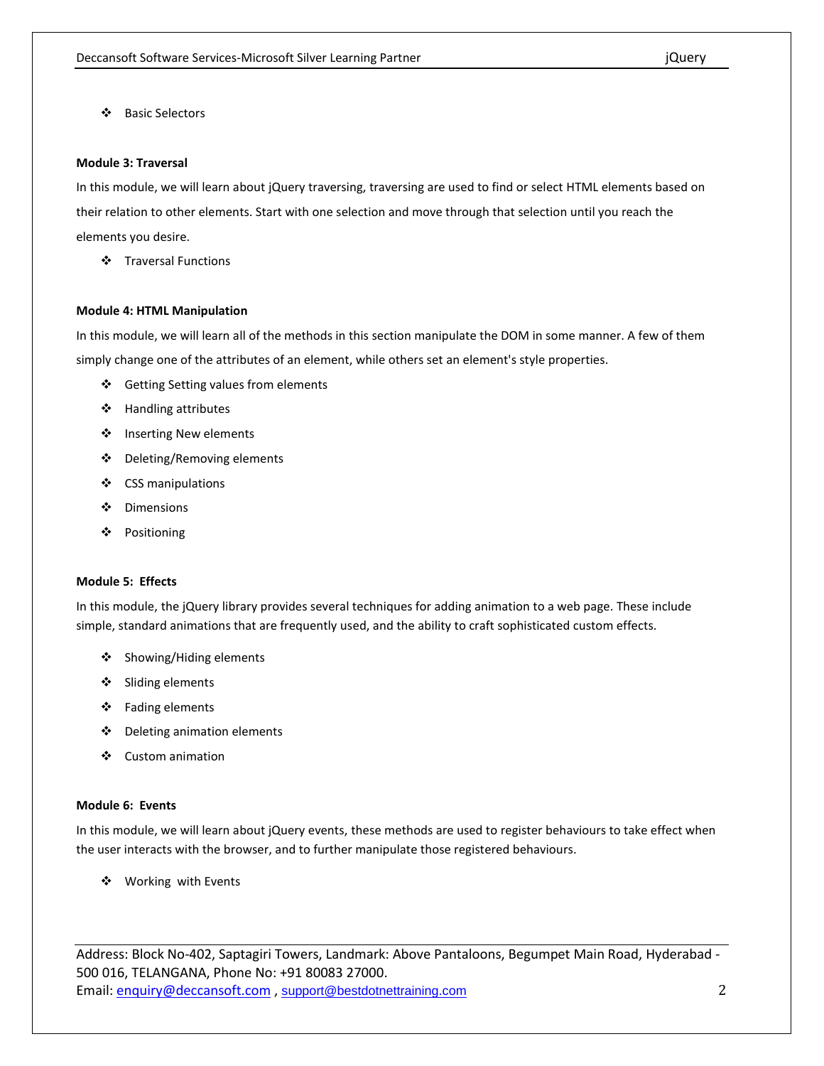- Basic Selectors

**Module 3: Traversal**

In this module, we will learn about jQuery traversing, traversing are used to find or select HTML elements based on their relation to other elements. Start with one selection and move through that selection until you reach the elements you desire.

- Traversal Functions

**Module 4: HTML Manipulation**

In this module, we will learn all of the methods in this section manipulate the DOM in some manner. A few of them simply change one of the attributes of an element, while others set an element's style properties.

- Getting Setting values from elements
- Handling attributes
- Inserting New elements
- Deleting/Removing elements
- CSS manipulations
- Dimensions
- Positioning

**Module 5: Effects**

In this module, the jQuery library provides several techniques for adding animation to a web page. These include simple, standard animations that are frequently used, and the ability to craft sophisticated custom effects.

- Showing/Hiding elements
- Sliding elements
- Fading elements
- Deleting animation elements
- Custom animation

**Module 6: Events**

In this module, we will learn about jQuery events, these methods are used to register behaviours to take effect when the user interacts with the browser, and to further manipulate those registered behaviours.

- Working with Events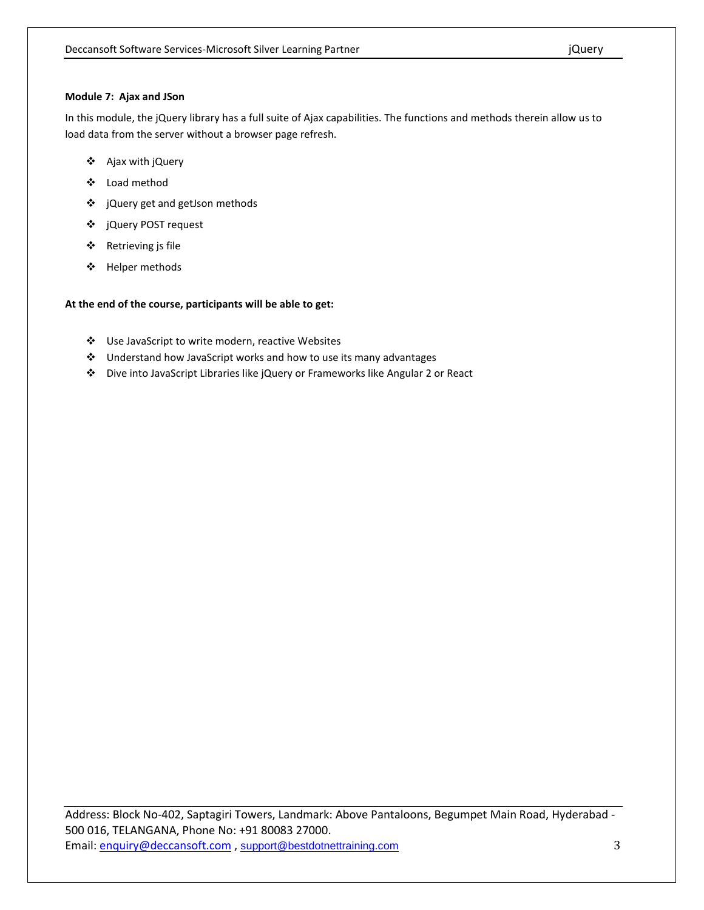**Module 7: Ajax and JSon**

In this module, the jQuery library has a full suite of Ajax capabilities. The functions and methods therein allow us to load data from the server without a browser page refresh.

- Ajax with jQuery
- Load method
- jQuery get and getJson methods
- jQuery POST request
- Retrieving js file
- Helper methods

**At the end of the course, participants will be able to get:**

- Use JavaScript to write modern, reactive Websites
- Understand how JavaScript works and how to use its many advantages
- Dive into JavaScript Libraries like jQuery or Frameworks like Angular 2 or React

Address: Block No-402, Saptagiri Towers, Landmark: Above Pantaloons, Begumpet Main Road, Hyderabad - 500 016, TELANGANA, Phone No: +91 80083 27000.
Email: enquiry@deccansoft.com , support@bestdotnettraining.com